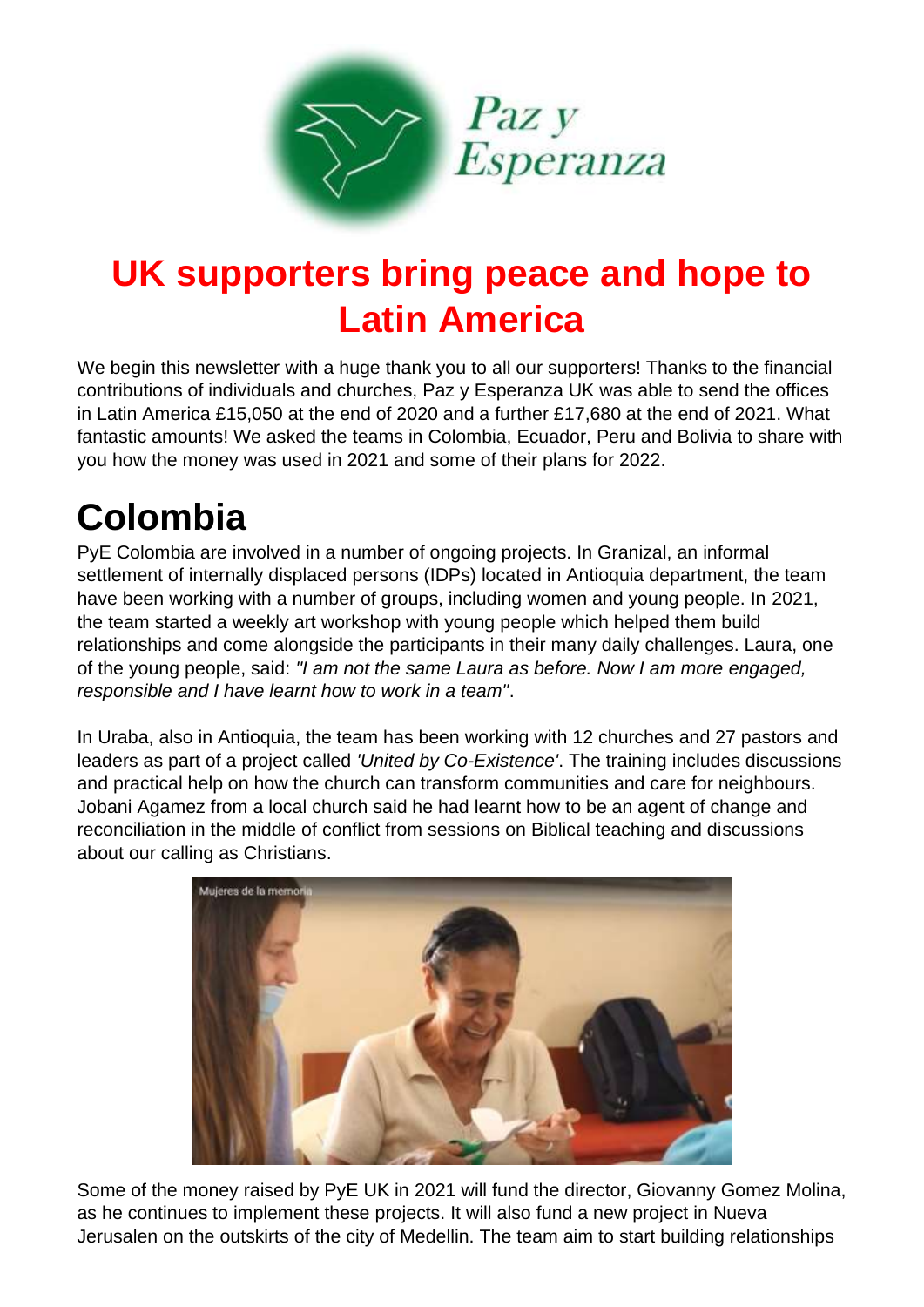Paz y Esperanza

# UK supporters bring peace and hope to Latin America

We begin this newsletter with a huge thank you to all our supporters! Thanks to the financial contributions of individuals and churches, Paz y Esperanza UK was able to send the offices in Latin America £15,050 at the end of 2020 and a further £17,680 at the end of 2021. What fantastic amounts! We asked the teams in Colombia, Ecuador, Peru and Bolivia to share with you how the money was used in 2021 and some of their plans for 2022.

## Colombia

PyE Colombia are involved in a number of ongoing projects. In Granizal, an informal settlement of internally displaced persons (IDPs) located in Antioquia department, the team have been working with a number of groups, including women and young people. In 2021, the team started a weekly art workshop with young people which helped them build relationships and come alongside the participants in their many daily challenges. Laura, one of the young people, said: *"I am not the same Laura as before. Now I am more engaged, responsible and I have learnt how to work in a team"*.

In Uraba, also in Antioquia, the team has been working with 12 churches and 27 pastors and leaders as part of a project called *'United by Co-Existence'*. The training includes discussions and practical help on how the church can transform communities and care for neighbours. Jobani Agamez from a local church said he had learnt how to be an agent of change and reconciliation in the middle of conflict from sessions on Biblical teaching and discussions about our calling as Christians.

Mujeres de la memoria

Some of the money raised by PyE UK in 2021 will fund the director, Giovanny Gomez Molina, as he continues to implement these projects. It will also fund a new project in Nueva Jerusalen on the outskirts of the city of Medellin. The team aim to start building relationships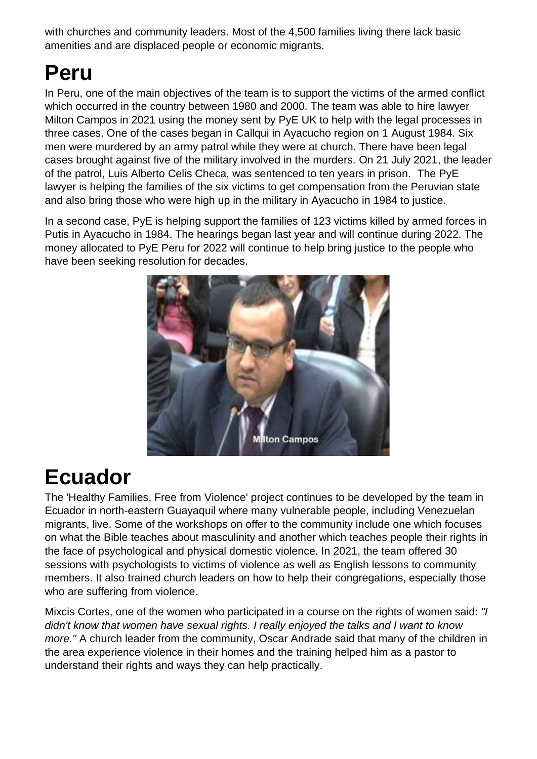with churches and community leaders. Most of the 4,500 families living there lack basic amenities and are displaced people or economic migrants.

# Peru

In Peru, one of the main objectives of the team is to support the victims of the armed conflict which occurred in the country between 1980 and 2000. The team was able to hire lawyer Milton Campos in 2021 using the money sent by PyE UK to help with the legal processes in three cases. One of the cases began in Callqui in Ayacucho region on 1 August 1984. Six men were murdered by an army patrol while they were at church. There have been legal cases brought against five of the military involved in the murders. On 21 July 2021, the leader of the patrol, Luis Alberto Celis Checa, was sentenced to ten years in prison. The PyE lawyer is helping the families of the six victims to get compensation from the Peruvian state and also bring those who were high up in the military in Ayacucho in 1984 to justice.

In a second case, PyE is helping support the families of 123 victims killed by armed forces in Putis in Ayacucho in 1984. The hearings began last year and will continue during 2022. The money allocated to PyE Peru for 2022 will continue to help bring justice to the people who have been seeking resolution for decades.

Milton Campos

# Ecuador

The 'Healthy Families, Free from Violence' project continues to be developed by the team in Ecuador in north-eastern Guayaquil where many vulnerable people, including Venezuelan migrants, live. Some of the workshops on offer to the community include one which focuses on what the Bible teaches about masculinity and another which teaches people their rights in the face of psychological and physical domestic violence. In 2021, the team offered 30 sessions with psychologists to victims of violence as well as English lessons to community members. It also trained church leaders on how to help their congregations, especially those who are suffering from violence.

Mixcis Cortes, one of the women who participated in a course on the rights of women said: *"I didn't know that women have sexual rights. I really enjoyed the talks and I want to know more."* A church leader from the community, Oscar Andrade said that many of the children in the area experience violence in their homes and the training helped him as a pastor to understand their rights and ways they can help practically.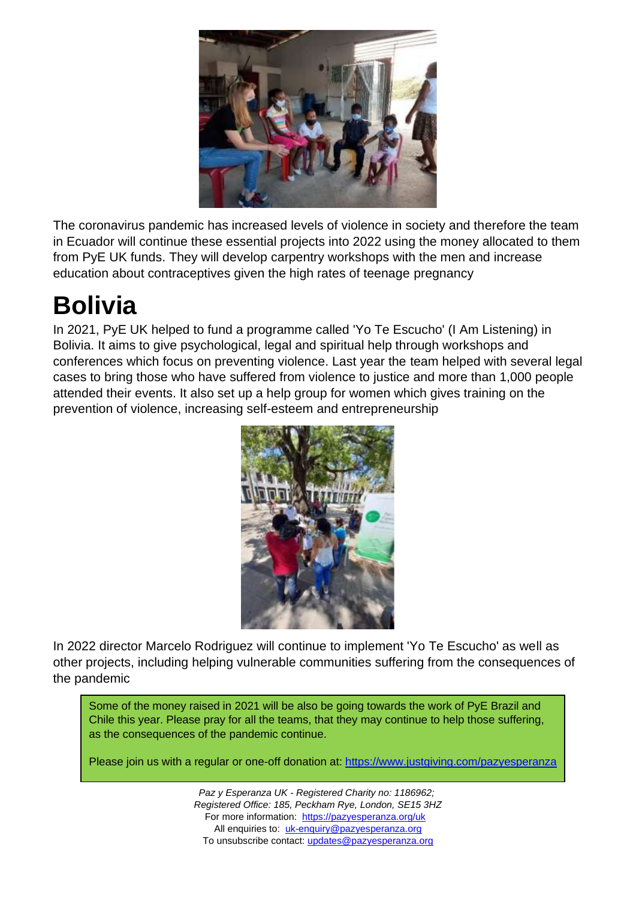The coronavirus pandemic has increased levels of violence in society and therefore the team in Ecuador will continue these essential projects into 2022 using the money allocated to them from PyE UK funds. They will develop carpentry workshops with the men and increase education about contraceptives given the high rates of teenage pregnancy

# Bolivia

In 2021, PyE UK helped to fund a programme called 'Yo Te Escucho' (I Am Listening) in Bolivia. It aims to give psychological, legal and spiritual help through workshops and conferences which focus on preventing violence. Last year the team helped with several legal cases to bring those who have suffered from violence to justice and more than 1,000 people attended their events. It also set up a help group for women which gives training on the prevention of violence, increasing self-esteem and entrepreneurship

In 2022 director Marcelo Rodriguez will continue to implement 'Yo Te Escucho' as well as other projects, including helping vulnerable communities suffering from the consequences of the pandemic

Some of the money raised in 2021 will be also be going towards the work of PyE Brazil and Chile this year. Please pray for all the teams, that they may continue to help those suffering, as the consequences of the pandemic continue.

Please join us with a regular or one-off donation at: https://www.justgiving.com/pazyesperanza

*Paz y Esperanza UK - Registered Charity no: 1186962;*
*Registered Office: 185, Peckham Rye, London, SE15 3HZ*
For more information: https://pazyesperanza.org/uk
All enquiries to: uk-enquiry@pazyesperanza.org
To unsubscribe contact: updates@pazyesperanza.org